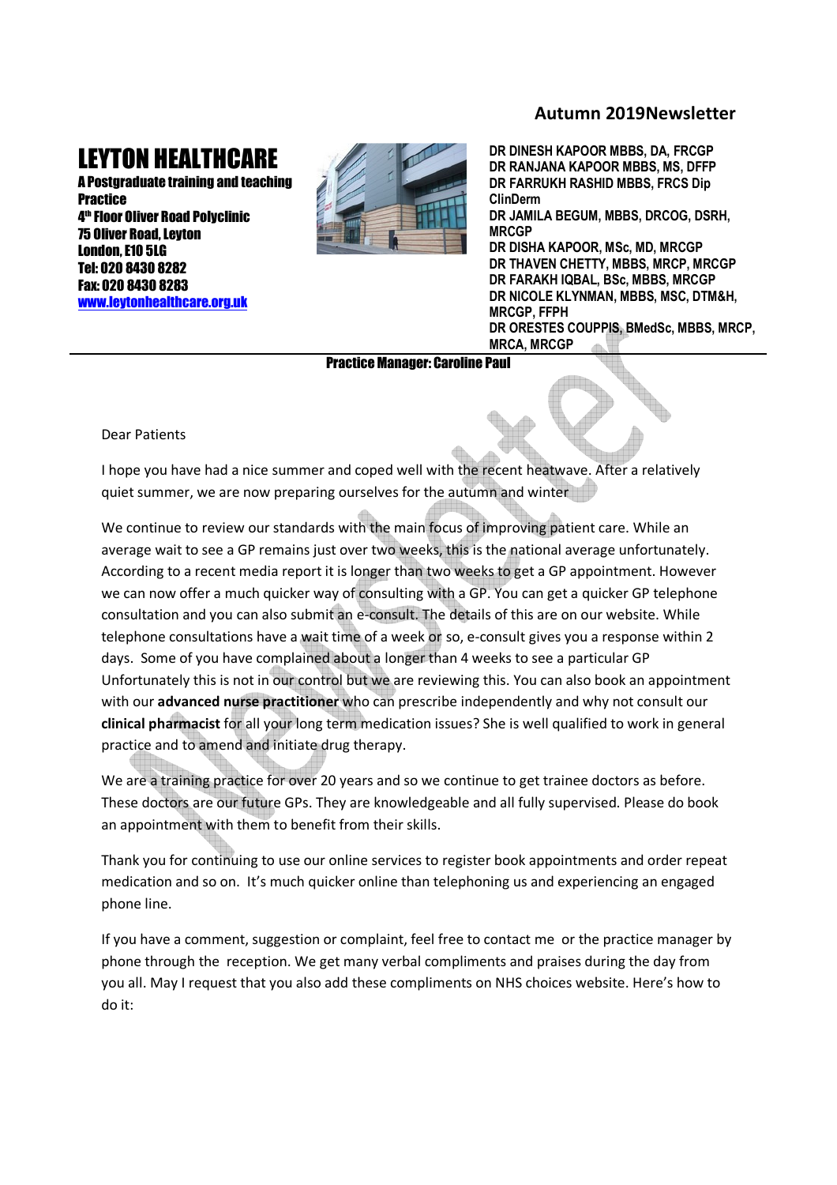Autumn 2019Newsletter

# LEYTON HEALTHCARE

**A Postgraduate training and teaching Practice**
**4th Floor Oliver Road Polyclinic**
**75 Oliver Road, Leyton**
**London, E10 5LG**
**Tel: 020 8430 8282**
**Fax: 020 8430 8283**
**www.leytonhealthcare.org.uk**

**DR DINESH KAPOOR MBBS, DA, FRCGP**
**DR RANJANA KAPOOR MBBS, MS, DFFP**
**DR FARRUKH RASHID MBBS, FRCS Dip ClinDerm**
**DR JAMILA BEGUM, MBBS, DRCOG, DSRH, MRCGP**
**DR DISHA KAPOOR, MSc, MD, MRCGP**
**DR THAVEN CHETTY, MBBS, MRCP, MRCGP**
**DR FARAKH IQBAL, BSc, MBBS, MRCGP**
**DR NICOLE KLYNMAN, MBBS, MSC, DTM&H, MRCGP, FFPH**
**DR ORESTES COUPPIS, BMedSc, MBBS, MRCP, MRCA, MRCGP**

**Practice Manager: Caroline Paul**

Dear Patients

I hope you have had a nice summer and coped well with the recent heatwave. After a relatively quiet summer, we are now preparing ourselves for the autumn and winter

We continue to review our standards with the main focus of improving patient care. While an average wait to see a GP remains just over two weeks, this is the national average unfortunately. According to a recent media report it is longer than two weeks to get a GP appointment. However we can now offer a much quicker way of consulting with a GP. You can get a quicker GP telephone consultation and you can also submit an e-consult. The details of this are on our website. While telephone consultations have a wait time of a week or so, e-consult gives you a response within 2 days. Some of you have complained about a longer than 4 weeks to see a particular GP Unfortunately this is not in our control but we are reviewing this. You can also book an appointment with our **advanced nurse practitioner** who can prescribe independently and why not consult our **clinical pharmacist** for all your long term medication issues? She is well qualified to work in general practice and to amend and initiate drug therapy.

We are a training practice for over 20 years and so we continue to get trainee doctors as before. These doctors are our future GPs. They are knowledgeable and all fully supervised. Please do book an appointment with them to benefit from their skills.

Thank you for continuing to use our online services to register book appointments and order repeat medication and so on. It's much quicker online than telephoning us and experiencing an engaged phone line.

If you have a comment, suggestion or complaint, feel free to contact me or the practice manager by phone through the reception. We get many verbal compliments and praises during the day from you all. May I request that you also add these compliments on NHS choices website. Here's how to do it: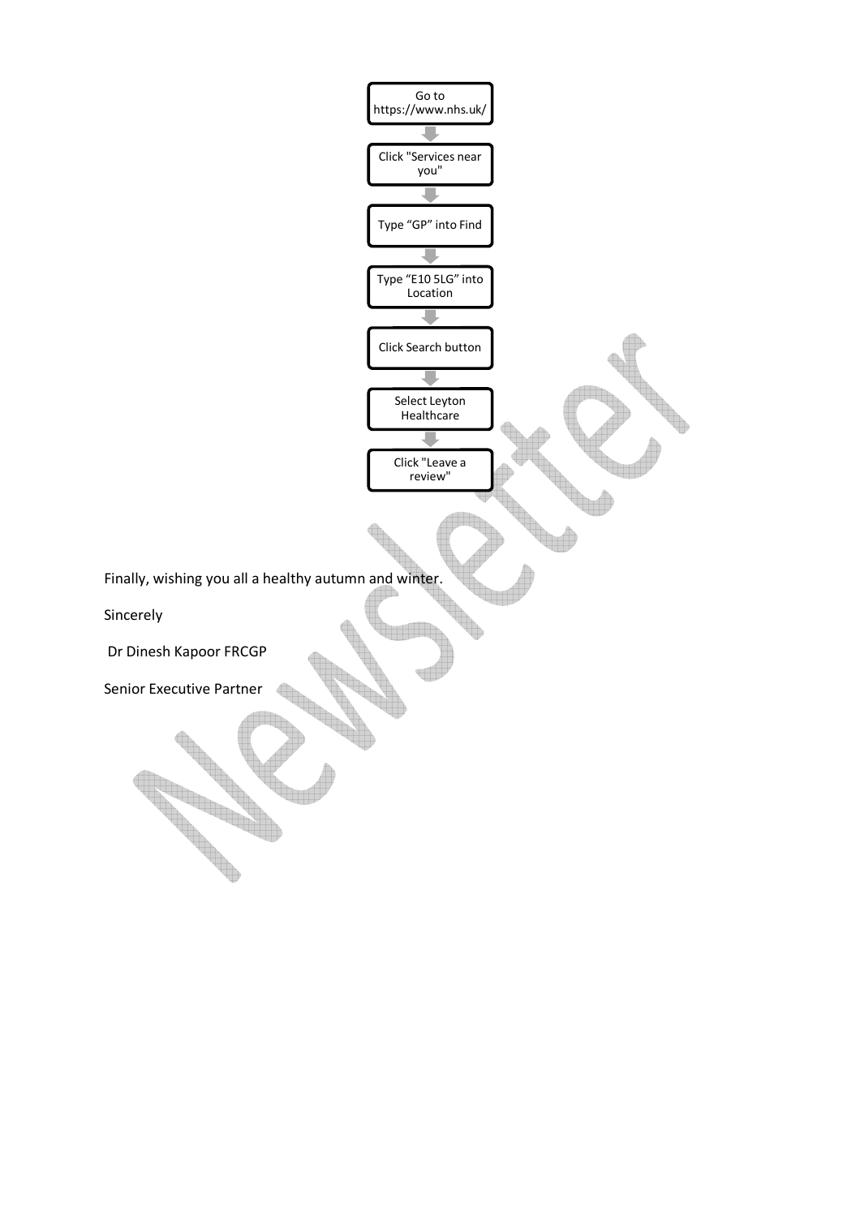Go to https://www.nhs.uk/

Click "Services near you"

Type “GP” into Find

Type “E10 5LG” into Location

Click Search button

Select Leyton Healthcare

Click "Leave a review"

Finally, wishing you all a healthy autumn and winter.

Sincerely

Dr Dinesh Kapoor FRCGP

Senior Executive Partner